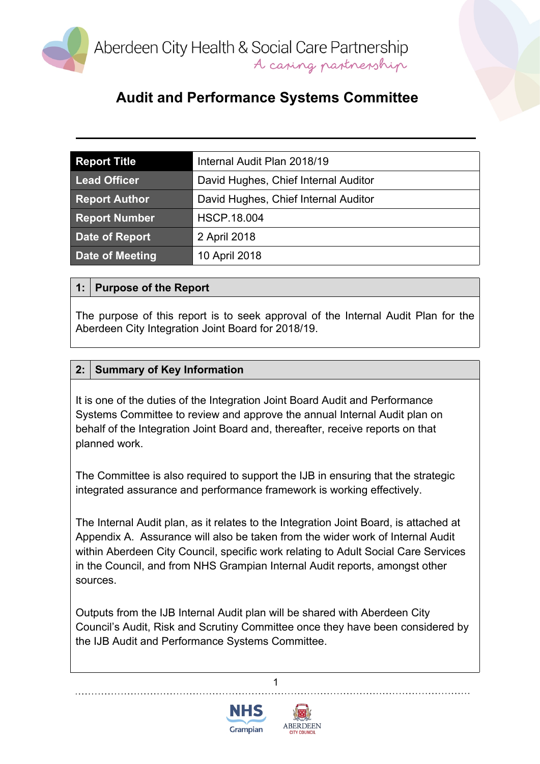Aberdeen City Health & Social Care Partnership

*A caring partnership*

# Audit and Performance Systems Committee

| Report Title | Internal Audit Plan 2018/19 |
|---|---|
| Lead Officer | David Hughes, Chief Internal Auditor |
| Report Author | David Hughes, Chief Internal Auditor |
| Report Number | HSCP.18.004 |
| Date of Report | 2 April 2018 |
| Date of Meeting | 10 April 2018 |

## 1: Purpose of the Report

The purpose of this report is to seek approval of the Internal Audit Plan for the Aberdeen City Integration Joint Board for 2018/19.

## 2: Summary of Key Information

It is one of the duties of the Integration Joint Board Audit and Performance Systems Committee to review and approve the annual Internal Audit plan on behalf of the Integration Joint Board and, thereafter, receive reports on that planned work.

The Committee is also required to support the IJB in ensuring that the strategic integrated assurance and performance framework is working effectively.

The Internal Audit plan, as it relates to the Integration Joint Board, is attached at Appendix A. Assurance will also be taken from the wider work of Internal Audit within Aberdeen City Council, specific work relating to Adult Social Care Services in the Council, and from NHS Grampian Internal Audit reports, amongst other sources.

Outputs from the IJB Internal Audit plan will be shared with Aberdeen City Council's Audit, Risk and Scrutiny Committee once they have been considered by the IJB Audit and Performance Systems Committee.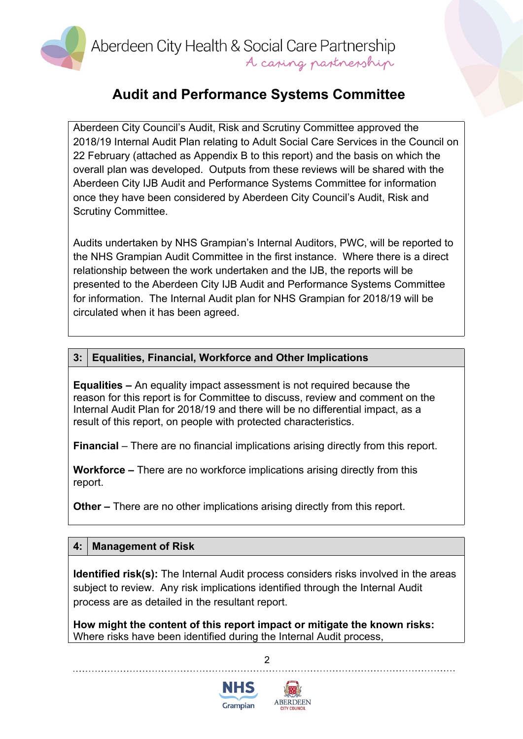Aberdeen City Council's Audit, Risk and Scrutiny Committee approved the 2018/19 Internal Audit Plan relating to Adult Social Care Services in the Council on 22 February (attached as Appendix B to this report) and the basis on which the overall plan was developed. Outputs from these reviews will be shared with the Aberdeen City IJB Audit and Performance Systems Committee for information once they have been considered by Aberdeen City Council's Audit, Risk and Scrutiny Committee.

Audits undertaken by NHS Grampian's Internal Auditors, PWC, will be reported to the NHS Grampian Audit Committee in the first instance. Where there is a direct relationship between the work undertaken and the IJB, the reports will be presented to the Aberdeen City IJB Audit and Performance Systems Committee for information. The Internal Audit plan for NHS Grampian for 2018/19 will be circulated when it has been agreed.

## 3: Equalities, Financial, Workforce and Other Implications

**Equalities –** An equality impact assessment is not required because the reason for this report is for Committee to discuss, review and comment on the Internal Audit Plan for 2018/19 and there will be no differential impact, as a result of this report, on people with protected characteristics.

**Financial** – There are no financial implications arising directly from this report.

**Workforce –** There are no workforce implications arising directly from this report.

**Other –** There are no other implications arising directly from this report.

## 4: Management of Risk

**Identified risk(s):** The Internal Audit process considers risks involved in the areas subject to review. Any risk implications identified through the Internal Audit process are as detailed in the resultant report.

**How might the content of this report impact or mitigate the known risks:** Where risks have been identified during the Internal Audit process,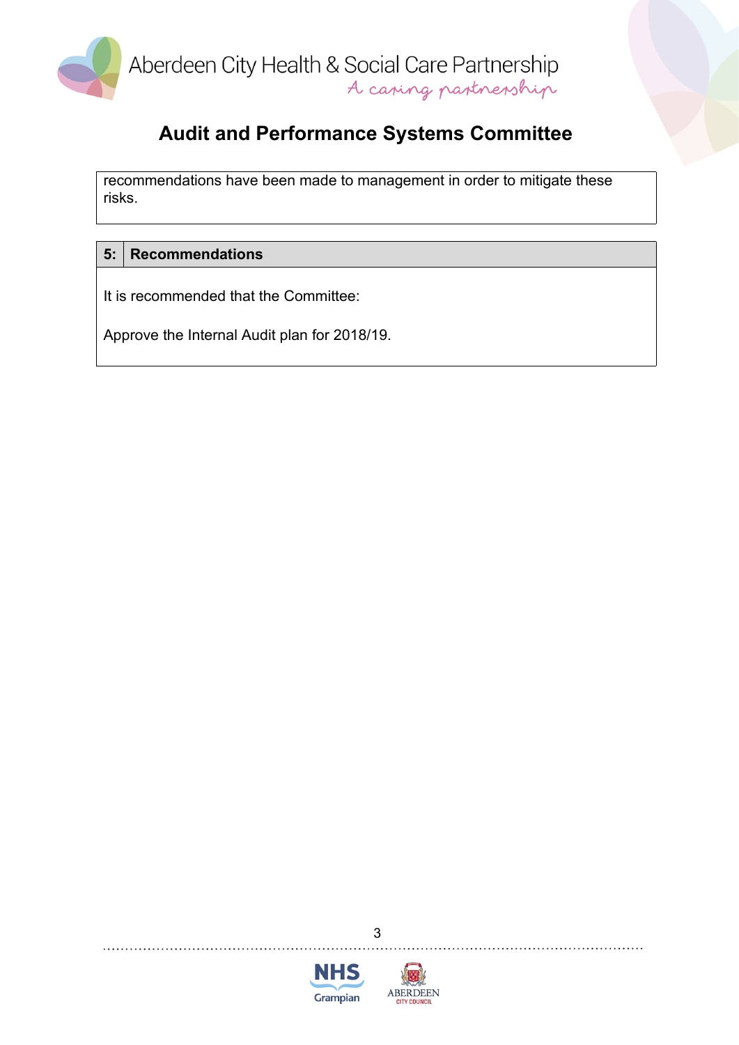recommendations have been made to management in order to mitigate these risks.

## 5: Recommendations

It is recommended that the Committee:

Approve the Internal Audit plan for 2018/19.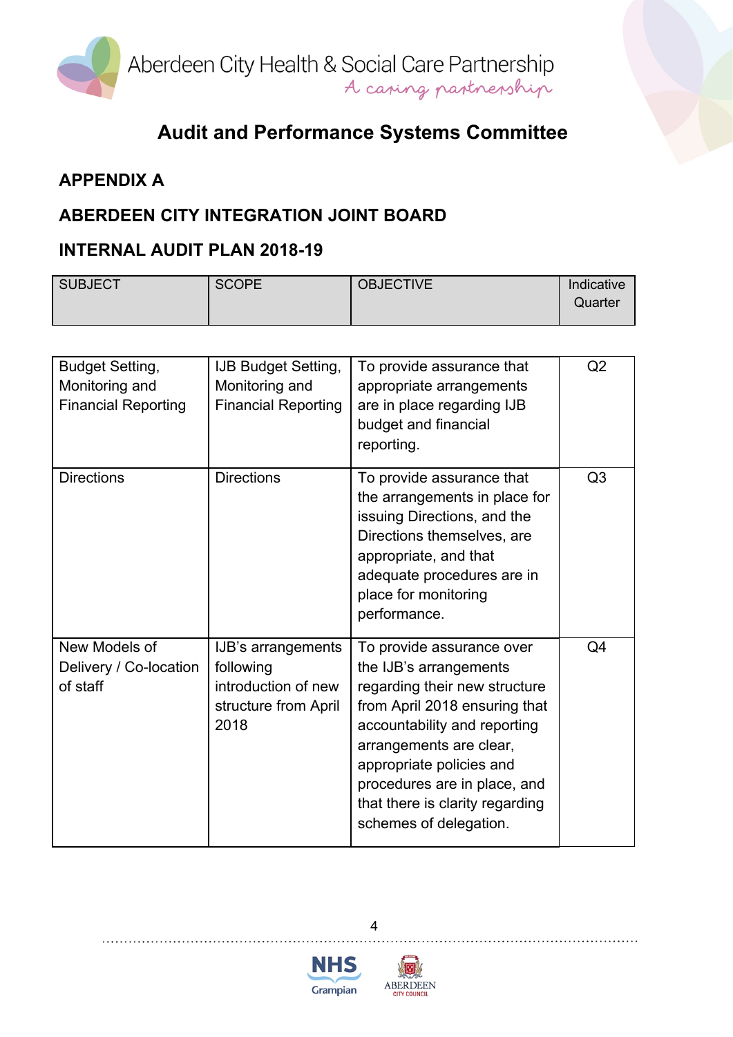# Audit and Performance Systems Committee

## APPENDIX A

## ABERDEEN CITY INTEGRATION JOINT BOARD

## INTERNAL AUDIT PLAN 2018-19

| SUBJECT | SCOPE | OBJECTIVE | Indicative Quarter |
|---|---|---|---|
| Budget Setting, Monitoring and Financial Reporting | IJB Budget Setting, Monitoring and Financial Reporting | To provide assurance that appropriate arrangements are in place regarding IJB budget and financial reporting. | Q2 |
| Directions | Directions | To provide assurance that the arrangements in place for issuing Directions, and the Directions themselves, are appropriate, and that adequate procedures are in place for monitoring performance. | Q3 |
| New Models of Delivery / Co-location of staff | IJB's arrangements following introduction of new structure from April 2018 | To provide assurance over the IJB's arrangements regarding their new structure from April 2018 ensuring that accountability and reporting arrangements are clear, appropriate policies and procedures are in place, and that there is clarity regarding schemes of delegation. | Q4 |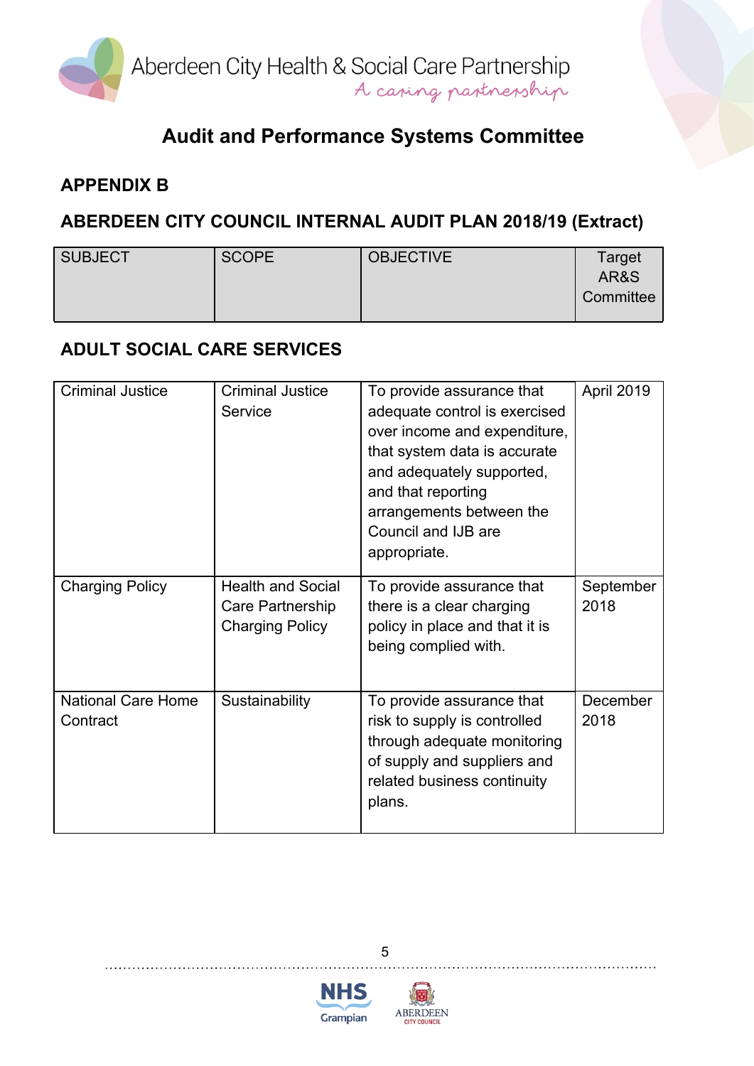# Audit and Performance Systems Committee

## APPENDIX B

## ABERDEEN CITY COUNCIL INTERNAL AUDIT PLAN 2018/19 (Extract)

| SUBJECT | SCOPE | OBJECTIVE | Target AR&S Committee |
|---|---|---|---|
| **ADULT SOCIAL CARE SERVICES** | | | |
| Criminal Justice | Criminal Justice Service | To provide assurance that adequate control is exercised over income and expenditure, that system data is accurate and adequately supported, and that reporting arrangements between the Council and IJB are appropriate. | April 2019 |
| Charging Policy | Health and Social Care Partnership Charging Policy | To provide assurance that there is a clear charging policy in place and that it is being complied with. | September 2018 |
| National Care Home Contract | Sustainability | To provide assurance that risk to supply is controlled through adequate monitoring of supply and suppliers and related business continuity plans. | December 2018 |